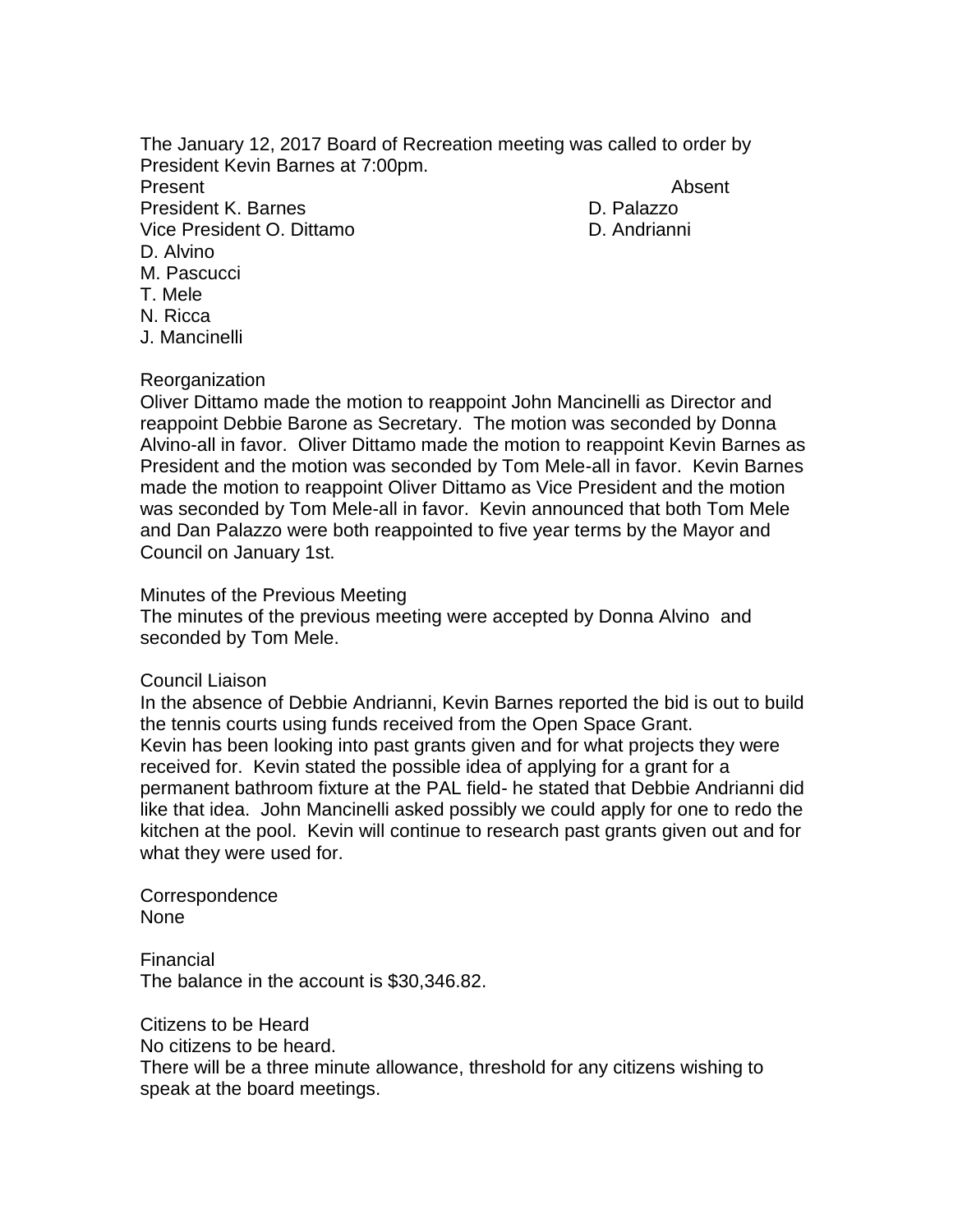The January 12, 2017 Board of Recreation meeting was called to order by President Kevin Barnes at 7:00pm.

| Present | Absent |
| --- | --- |
| President K. Barnes | D. Palazzo |
| Vice President O. Dittamo | D. Andrianni |
| D. Alvino | |
| M. Pascucci | |
| T. Mele | |
| N. Ricca | |
| J. Mancinelli | |

Reorganization

Oliver Dittamo made the motion to reappoint John Mancinelli as Director and reappoint Debbie Barone as Secretary. The motion was seconded by Donna Alvino-all in favor. Oliver Dittamo made the motion to reappoint Kevin Barnes as President and the motion was seconded by Tom Mele-all in favor. Kevin Barnes made the motion to reappoint Oliver Dittamo as Vice President and the motion was seconded by Tom Mele-all in favor. Kevin announced that both Tom Mele and Dan Palazzo were both reappointed to five year terms by the Mayor and Council on January 1st.

Minutes of the Previous Meeting

The minutes of the previous meeting were accepted by Donna Alvino and seconded by Tom Mele.

Council Liaison

In the absence of Debbie Andrianni, Kevin Barnes reported the bid is out to build the tennis courts using funds received from the Open Space Grant.
Kevin has been looking into past grants given and for what projects they were received for. Kevin stated the possible idea of applying for a grant for a permanent bathroom fixture at the PAL field- he stated that Debbie Andrianni did like that idea. John Mancinelli asked possibly we could apply for one to redo the kitchen at the pool. Kevin will continue to research past grants given out and for what they were used for.

Correspondence

None

Financial

The balance in the account is $30,346.82.

Citizens to be Heard

No citizens to be heard.
There will be a three minute allowance, threshold for any citizens wishing to speak at the board meetings.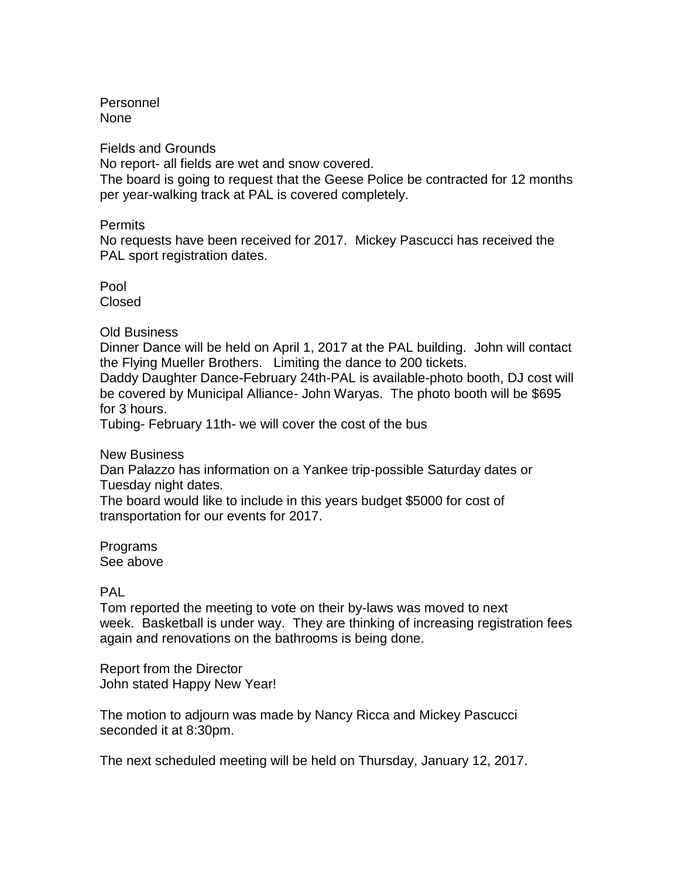Personnel
None

Fields and Grounds
No report- all fields are wet and snow covered.
The board is going to request that the Geese Police be contracted for 12 months per year-walking track at PAL is covered completely.

Permits
No requests have been received for 2017. Mickey Pascucci has received the PAL sport registration dates.

Pool
Closed

Old Business
Dinner Dance will be held on April 1, 2017 at the PAL building. John will contact the Flying Mueller Brothers. Limiting the dance to 200 tickets.
Daddy Daughter Dance-February 24th-PAL is available-photo booth, DJ cost will be covered by Municipal Alliance- John Waryas. The photo booth will be $695 for 3 hours.
Tubing- February 11th- we will cover the cost of the bus

New Business
Dan Palazzo has information on a Yankee trip-possible Saturday dates or Tuesday night dates.
The board would like to include in this years budget $5000 for cost of transportation for our events for 2017.

Programs
See above

PAL
Tom reported the meeting to vote on their by-laws was moved to next week. Basketball is under way. They are thinking of increasing registration fees again and renovations on the bathrooms is being done.

Report from the Director
John stated Happy New Year!

The motion to adjourn was made by Nancy Ricca and Mickey Pascucci seconded it at 8:30pm.

The next scheduled meeting will be held on Thursday, January 12, 2017.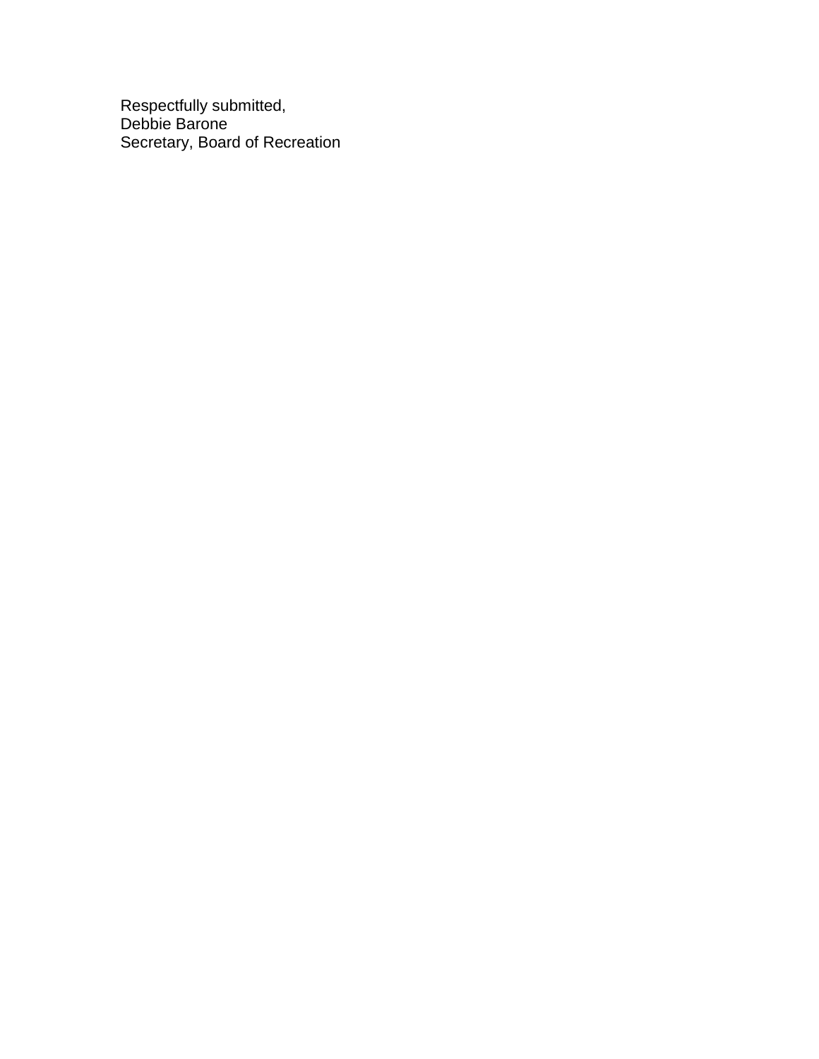Respectfully submitted,
Debbie Barone
Secretary, Board of Recreation